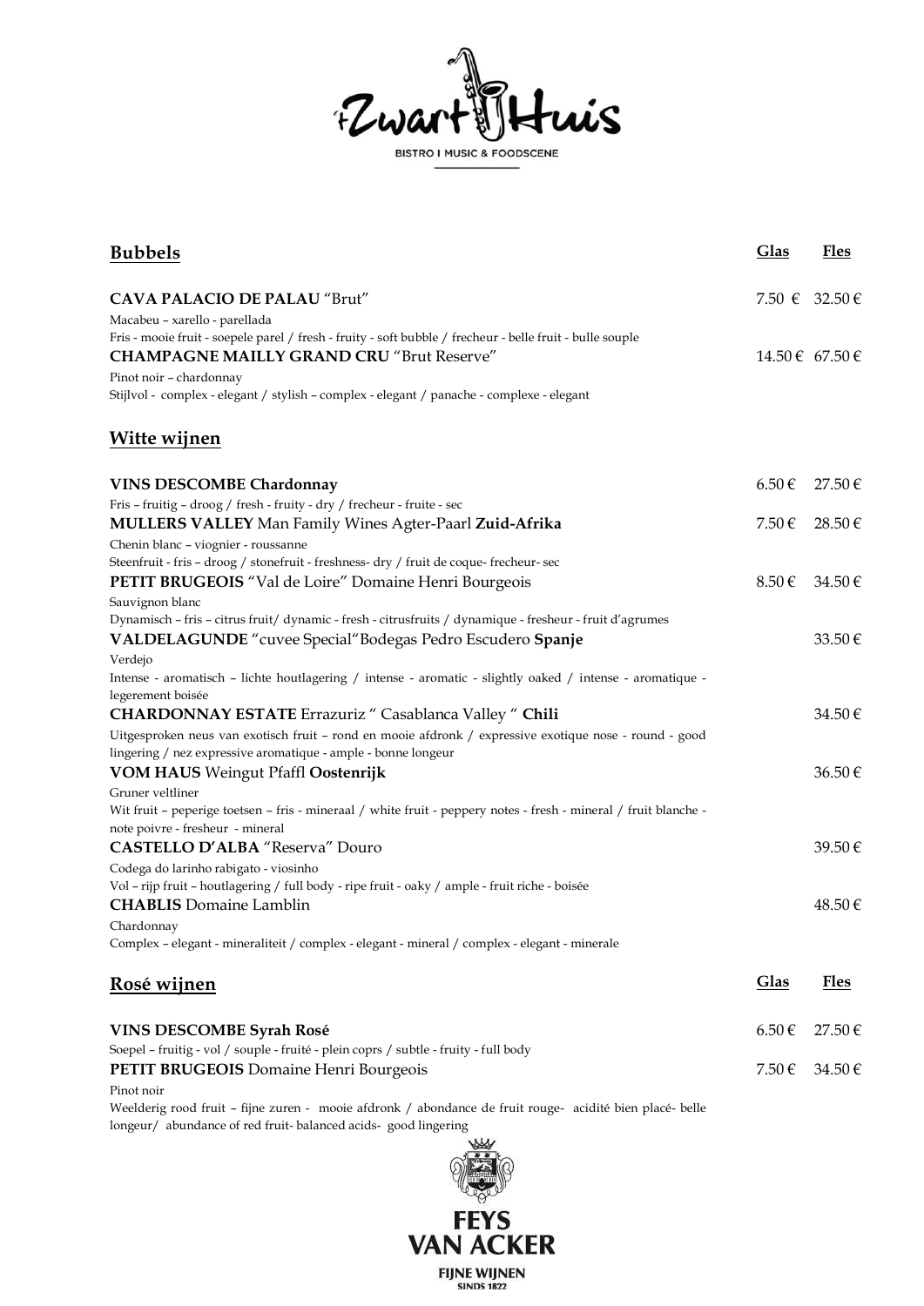'tZwart Huis

BISTRO I MUSIC & FOODSCENE

## Bubbels

| | Glas | Fles |
|---|---|---|
| **CAVA PALACIO DE PALAU** "Brut"<br>Macabeu – xarello - parellada<br>Fris - mooie fruit - soepele parel / fresh - fruity - soft bubble / frecheur - belle fruit - bulle souple | 7.50 € | 32.50 € |
| **CHAMPAGNE MAILLY GRAND CRU** "Brut Reserve"<br>Pinot noir – chardonnay<br>Stijlvol - complex - elegant / stylish – complex - elegant / panache - complexe - elegant | 14.50 € | 67.50 € |

## Witte wijnen

| | Glas | Fles |
|---|---|---|
| **VINS DESCOMBE Chardonnay**<br>Fris – fruitig – droog / fresh - fruity - dry / frecheur - fruite - sec | 6.50 € | 27.50 € |
| **MULLERS VALLEY** Man Family Wines Agter-Paarl **Zuid-Afrika**<br>Chenin blanc – viognier - roussanne<br>Steenfruit - fris – droog / stonefruit - freshness- dry / fruit de coque- frecheur- sec | 7.50 € | 28.50 € |
| **PETIT BRUGEOIS** "Val de Loire" Domaine Henri Bourgeois<br>Sauvignon blanc<br>Dynamisch – fris – citrus fruit/ dynamic - fresh - citrusfruits / dynamique - fresheur - fruit d'agrumes | 8.50 € | 34.50 € |
| **VALDELAGUNDE** "cuvee Special"Bodegas Pedro Escudero **Spanje**<br>Verdejo<br>Intense - aromatisch – lichte houtlagering / intense - aromatic - slightly oaked / intense - aromatique - legerement boisée | | 33.50 € |
| **CHARDONNAY ESTATE** Errazuriz " Casablanca Valley " **Chili**<br>Uitgesproken neus van exotisch fruit – rond en mooie afdronk / expressive exotique nose - round - good lingering / nez expressive aromatique - ample - bonne longeur | | 34.50 € |
| **VOM HAUS** Weingut Pfaffl **Oostenrijk**<br>Gruner veltliner<br>Wit fruit – peperige toetsen – fris - mineraal / white fruit - peppery notes - fresh - mineral / fruit blanche - note poivre - fresheur - mineral | | 36.50 € |
| **CASTELLO D'ALBA** "Reserva" Douro<br>Codega do larinho rabigato - viosinho<br>Vol – rijp fruit – houtlagering / full body - ripe fruit - oaky / ample - fruit riche - boisée | | 39.50 € |
| **CHABLIS** Domaine Lamblin<br>Chardonnay<br>Complex – elegant - mineraliteit / complex - elegant - mineral / complex - elegant - minerale | | 48.50 € |

## Rosé wijnen

| | Glas | Fles |
|---|---|---|
| **VINS DESCOMBE Syrah Rosé**<br>Soepel – fruitig - vol / souple - fruité - plein coprs / subtle - fruity - full body | 6.50 € | 27.50 € |
| **PETIT BRUGEOIS** Domaine Henri Bourgeois<br>Pinot noir<br>Weelderig rood fruit – fijne zuren - mooie afdronk / abondance de fruit rouge- acidité bien placé- belle longeur/ abundance of red fruit- balanced acids- good lingering | 7.50 € | 34.50 € |

FEYS VAN ACKER

FIJNE WIJNEN
SINDS 1822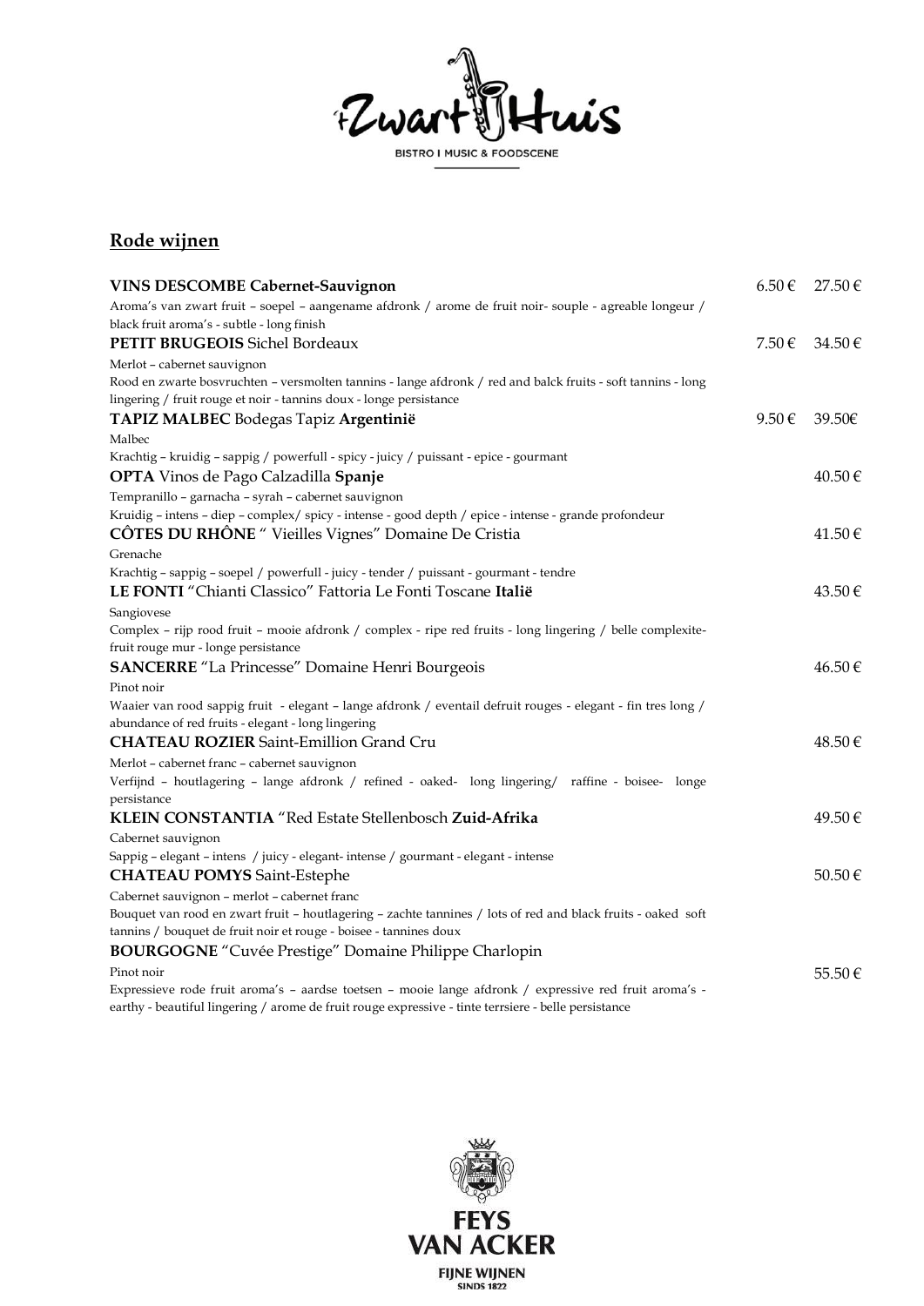'tZwart Huis

BISTRO I MUSIC & FOODSCENE

## Rode wijnen

**VINS DESCOMBE Cabernet-Sauvignon** 6.50 € 27.50 €

Aroma's van zwart fruit – soepel – aangename afdronk / arome de fruit noir- souple - agreable longeur / black fruit aroma's - subtle - long finish

**PETIT BRUGEOIS** Sichel Bordeaux 7.50 € 34.50 €

Merlot – cabernet sauvignon

Rood en zwarte bosvruchten – versmolten tannins - lange afdronk / red and balck fruits - soft tannins - long lingering / fruit rouge et noir - tannins doux - longe persistance

**TAPIZ MALBEC** Bodegas Tapiz **Argentinië** 9.50 € 39.50€

Malbec

Krachtig – kruidig – sappig / powerfull - spicy - juicy / puissant - epice - gourmant

**OPTA** Vinos de Pago Calzadilla **Spanje** 40.50 €

Tempranillo – garnacha – syrah – cabernet sauvignon

Kruidig – intens – diep – complex/ spicy - intense - good depth / epice - intense - grande profondeur

**CÔTES DU RHÔNE** " Vieilles Vignes" Domaine De Cristia 41.50 €

Grenache

Krachtig – sappig – soepel / powerfull - juicy - tender / puissant - gourmant - tendre

**LE FONTI** "Chianti Classico" Fattoria Le Fonti Toscane **Italië** 43.50 €

Sangiovese

Complex – rijp rood fruit – mooie afdronk / complex - ripe red fruits - long lingering / belle complexite-fruit rouge mur - longe persistance

**SANCERRE** "La Princesse" Domaine Henri Bourgeois 46.50 €

Pinot noir

Waaier van rood sappig fruit - elegant – lange afdronk / eventail defruit rouges - elegant - fin tres long / abundance of red fruits - elegant - long lingering

**CHATEAU ROZIER** Saint-Emillion Grand Cru 48.50 €

Merlot – cabernet franc – cabernet sauvignon

Verfijnd – houtlagering – lange afdronk / refined - oaked- long lingering/ raffine - boisee- longe persistance

**KLEIN CONSTANTIA** "Red Estate Stellenbosch **Zuid-Afrika** 49.50 €

Cabernet sauvignon

Sappig – elegant – intens / juicy - elegant- intense / gourmant - elegant - intense

**CHATEAU POMYS** Saint-Estephe 50.50 €

Cabernet sauvignon – merlot – cabernet franc

Bouquet van rood en zwart fruit – houtlagering – zachte tannines / lots of red and black fruits - oaked soft tannins / bouquet de fruit noir et rouge - boisee - tannines doux

**BOURGOGNE** "Cuvée Prestige" Domaine Philippe Charlopin 55.50 €

Pinot noir

Expressieve rode fruit aroma's – aardse toetsen – mooie lange afdronk / expressive red fruit aroma's - earthy - beautiful lingering / arome de fruit rouge expressive - tinte terrsiere - belle persistance

FEYS VAN ACKER

FIJNE WIJNEN SINDS 1822